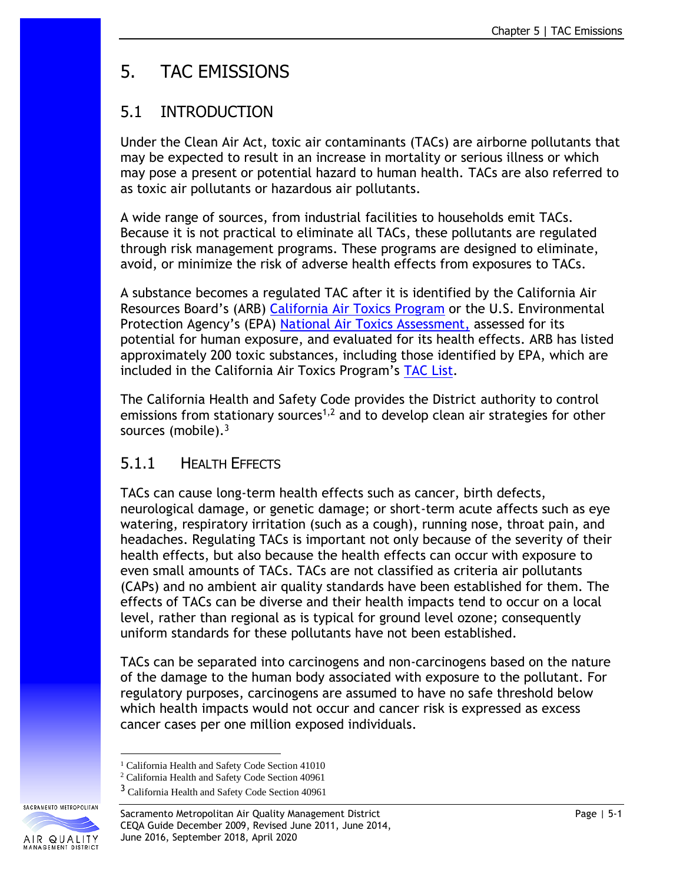# 5. TAC EMISSIONS

## 5.1 INTRODUCTION

Under the Clean Air Act, toxic air contaminants (TACs) are airborne pollutants that may be expected to result in an increase in mortality or serious illness or which may pose a present or potential hazard to human health. TACs are also referred to as toxic air pollutants or hazardous air pollutants.

A wide range of sources, from industrial facilities to households emit TACs. Because it is not practical to eliminate all TACs, these pollutants are regulated through risk management programs. These programs are designed to eliminate, avoid, or minimize the risk of adverse health effects from exposures to TACs.

A substance becomes a regulated TAC after it is identified by the California Air Resources Board's (ARB) California Air Toxics Program or the U.S. Environmental Protection Agency's (EPA) National Air Toxics Assessment, assessed for its potential for human exposure, and evaluated for its health effects. ARB has listed approximately 200 toxic substances, including those identified by EPA, which are included in the California Air Toxics Program's TAC List.

The California Health and Safety Code provides the District authority to control emissions from stationary sources[1,2] and to develop clean air strategies for other sources (mobile).[3]

### 5.1.1 HEALTH EFFECTS

TACs can cause long-term health effects such as cancer, birth defects, neurological damage, or genetic damage; or short-term acute affects such as eye watering, respiratory irritation (such as a cough), running nose, throat pain, and headaches. Regulating TACs is important not only because of the severity of their health effects, but also because the health effects can occur with exposure to even small amounts of TACs. TACs are not classified as criteria air pollutants (CAPs) and no ambient air quality standards have been established for them. The effects of TACs can be diverse and their health impacts tend to occur on a local level, rather than regional as is typical for ground level ozone; consequently uniform standards for these pollutants have not been established.

TACs can be separated into carcinogens and non-carcinogens based on the nature of the damage to the human body associated with exposure to the pollutant. For regulatory purposes, carcinogens are assumed to have no safe threshold below which health impacts would not occur and cancer risk is expressed as excess cancer cases per one million exposed individuals.

---

[1] California Health and Safety Code Section 41010

[2] California Health and Safety Code Section 40961

[3] California Health and Safety Code Section 40961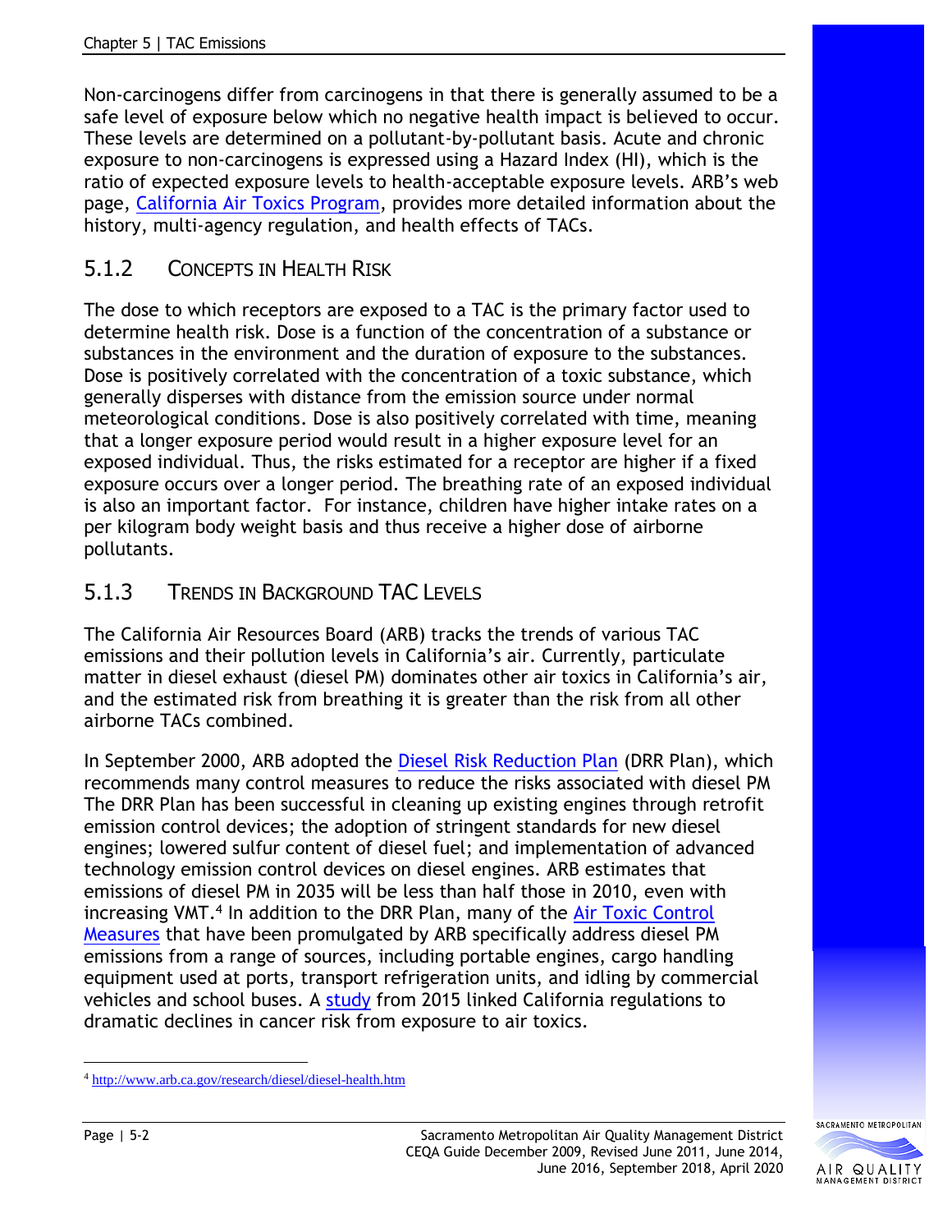Non-carcinogens differ from carcinogens in that there is generally assumed to be a safe level of exposure below which no negative health impact is believed to occur. These levels are determined on a pollutant-by-pollutant basis. Acute and chronic exposure to non-carcinogens is expressed using a Hazard Index (HI), which is the ratio of expected exposure levels to health-acceptable exposure levels. ARB's web page, California Air Toxics Program, provides more detailed information about the history, multi-agency regulation, and health effects of TACs.

### 5.1.2 Concepts in Health Risk

The dose to which receptors are exposed to a TAC is the primary factor used to determine health risk. Dose is a function of the concentration of a substance or substances in the environment and the duration of exposure to the substances. Dose is positively correlated with the concentration of a toxic substance, which generally disperses with distance from the emission source under normal meteorological conditions. Dose is also positively correlated with time, meaning that a longer exposure period would result in a higher exposure level for an exposed individual. Thus, the risks estimated for a receptor are higher if a fixed exposure occurs over a longer period. The breathing rate of an exposed individual is also an important factor. For instance, children have higher intake rates on a per kilogram body weight basis and thus receive a higher dose of airborne pollutants.

### 5.1.3 Trends in Background TAC Levels

The California Air Resources Board (ARB) tracks the trends of various TAC emissions and their pollution levels in California's air. Currently, particulate matter in diesel exhaust (diesel PM) dominates other air toxics in California's air, and the estimated risk from breathing it is greater than the risk from all other airborne TACs combined.

In September 2000, ARB adopted the Diesel Risk Reduction Plan (DRR Plan), which recommends many control measures to reduce the risks associated with diesel PM The DRR Plan has been successful in cleaning up existing engines through retrofit emission control devices; the adoption of stringent standards for new diesel engines; lowered sulfur content of diesel fuel; and implementation of advanced technology emission control devices on diesel engines. ARB estimates that emissions of diesel PM in 2035 will be less than half those in 2010, even with increasing VMT.[4] In addition to the DRR Plan, many of the Air Toxic Control Measures that have been promulgated by ARB specifically address diesel PM emissions from a range of sources, including portable engines, cargo handling equipment used at ports, transport refrigeration units, and idling by commercial vehicles and school buses. A study from 2015 linked California regulations to dramatic declines in cancer risk from exposure to air toxics.

---

[4] http://www.arb.ca.gov/research/diesel/diesel-health.htm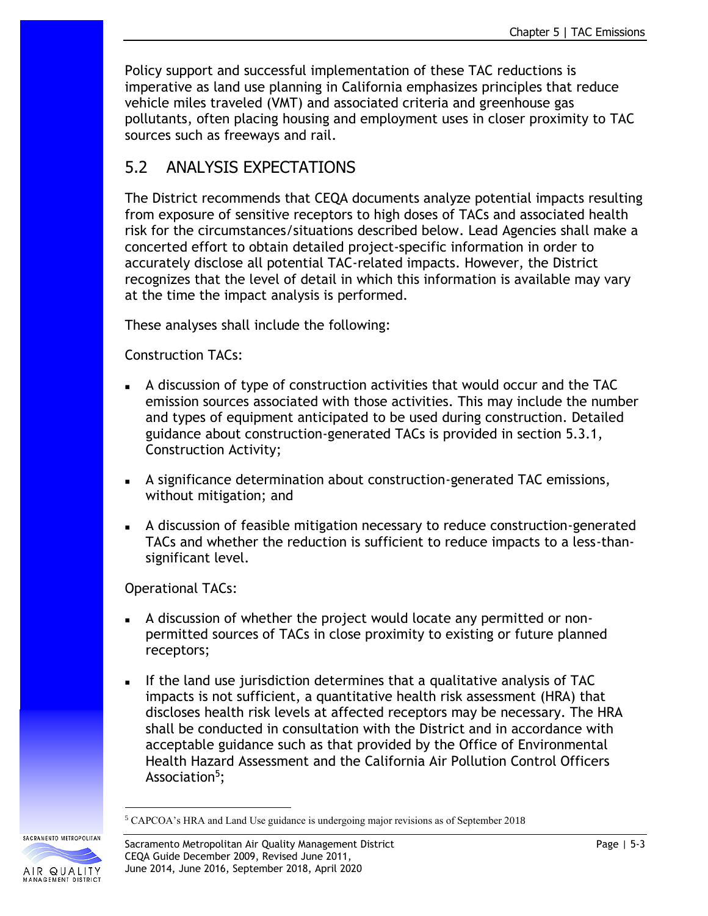Policy support and successful implementation of these TAC reductions is imperative as land use planning in California emphasizes principles that reduce vehicle miles traveled (VMT) and associated criteria and greenhouse gas pollutants, often placing housing and employment uses in closer proximity to TAC sources such as freeways and rail.

## 5.2 ANALYSIS EXPECTATIONS

The District recommends that CEQA documents analyze potential impacts resulting from exposure of sensitive receptors to high doses of TACs and associated health risk for the circumstances/situations described below. Lead Agencies shall make a concerted effort to obtain detailed project-specific information in order to accurately disclose all potential TAC-related impacts. However, the District recognizes that the level of detail in which this information is available may vary at the time the impact analysis is performed.

These analyses shall include the following:

Construction TACs:

- A discussion of type of construction activities that would occur and the TAC emission sources associated with those activities. This may include the number and types of equipment anticipated to be used during construction. Detailed guidance about construction-generated TACs is provided in section 5.3.1, Construction Activity;
- A significance determination about construction-generated TAC emissions, without mitigation; and
- A discussion of feasible mitigation necessary to reduce construction-generated TACs and whether the reduction is sufficient to reduce impacts to a less-than-significant level.

Operational TACs:

- A discussion of whether the project would locate any permitted or non-permitted sources of TACs in close proximity to existing or future planned receptors;
- If the land use jurisdiction determines that a qualitative analysis of TAC impacts is not sufficient, a quantitative health risk assessment (HRA) that discloses health risk levels at affected receptors may be necessary. The HRA shall be conducted in consultation with the District and in accordance with acceptable guidance such as that provided by the Office of Environmental Health Hazard Assessment and the California Air Pollution Control Officers Association[5];

[5] CAPCOA's HRA and Land Use guidance is undergoing major revisions as of September 2018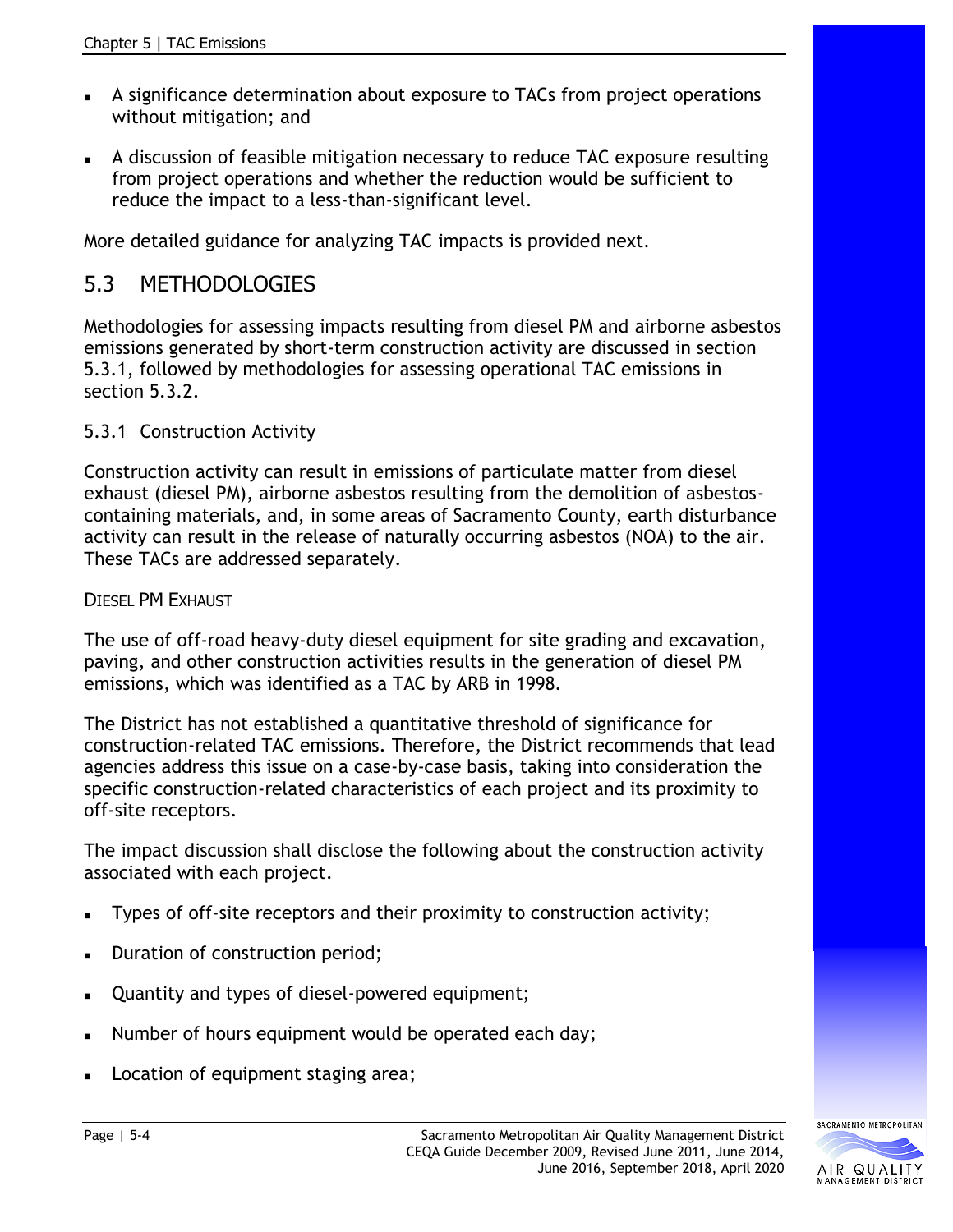- A significance determination about exposure to TACs from project operations without mitigation; and
- A discussion of feasible mitigation necessary to reduce TAC exposure resulting from project operations and whether the reduction would be sufficient to reduce the impact to a less-than-significant level.

More detailed guidance for analyzing TAC impacts is provided next.

## 5.3 METHODOLOGIES

Methodologies for assessing impacts resulting from diesel PM and airborne asbestos emissions generated by short-term construction activity are discussed in section 5.3.1, followed by methodologies for assessing operational TAC emissions in section 5.3.2.

### 5.3.1 Construction Activity

Construction activity can result in emissions of particulate matter from diesel exhaust (diesel PM), airborne asbestos resulting from the demolition of asbestos-containing materials, and, in some areas of Sacramento County, earth disturbance activity can result in the release of naturally occurring asbestos (NOA) to the air. These TACs are addressed separately.

#### DIESEL PM EXHAUST

The use of off-road heavy-duty diesel equipment for site grading and excavation, paving, and other construction activities results in the generation of diesel PM emissions, which was identified as a TAC by ARB in 1998.

The District has not established a quantitative threshold of significance for construction-related TAC emissions. Therefore, the District recommends that lead agencies address this issue on a case-by-case basis, taking into consideration the specific construction-related characteristics of each project and its proximity to off-site receptors.

The impact discussion shall disclose the following about the construction activity associated with each project.

- Types of off-site receptors and their proximity to construction activity;
- Duration of construction period;
- Quantity and types of diesel-powered equipment;
- Number of hours equipment would be operated each day;
- Location of equipment staging area;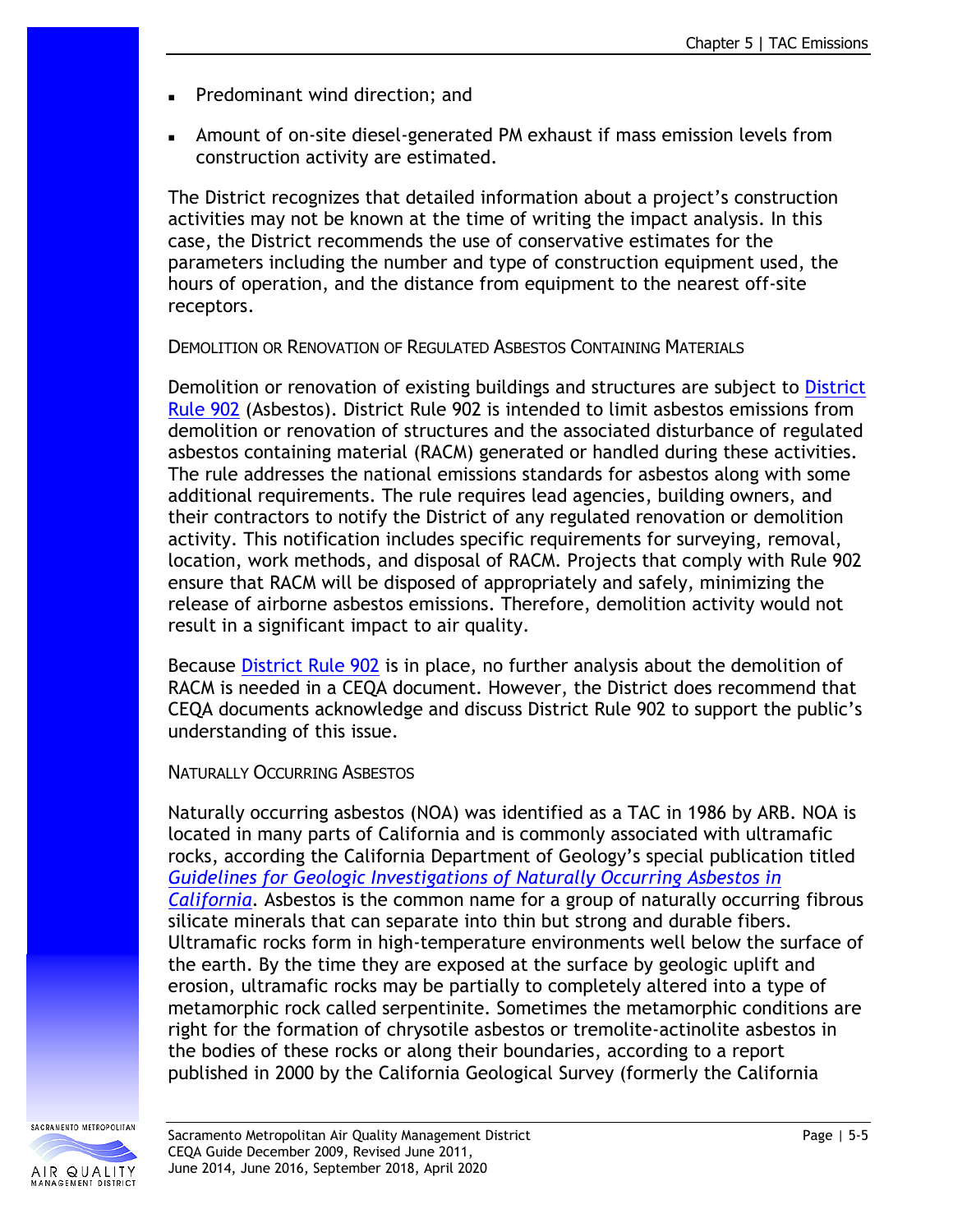- Predominant wind direction; and
- Amount of on-site diesel-generated PM exhaust if mass emission levels from construction activity are estimated.

The District recognizes that detailed information about a project's construction activities may not be known at the time of writing the impact analysis. In this case, the District recommends the use of conservative estimates for the parameters including the number and type of construction equipment used, the hours of operation, and the distance from equipment to the nearest off-site receptors.

### Demolition or Renovation of Regulated Asbestos Containing Materials

Demolition or renovation of existing buildings and structures are subject to District Rule 902 (Asbestos). District Rule 902 is intended to limit asbestos emissions from demolition or renovation of structures and the associated disturbance of regulated asbestos containing material (RACM) generated or handled during these activities. The rule addresses the national emissions standards for asbestos along with some additional requirements. The rule requires lead agencies, building owners, and their contractors to notify the District of any regulated renovation or demolition activity. This notification includes specific requirements for surveying, removal, location, work methods, and disposal of RACM. Projects that comply with Rule 902 ensure that RACM will be disposed of appropriately and safely, minimizing the release of airborne asbestos emissions. Therefore, demolition activity would not result in a significant impact to air quality.

Because District Rule 902 is in place, no further analysis about the demolition of RACM is needed in a CEQA document. However, the District does recommend that CEQA documents acknowledge and discuss District Rule 902 to support the public's understanding of this issue.

### Naturally Occurring Asbestos

Naturally occurring asbestos (NOA) was identified as a TAC in 1986 by ARB. NOA is located in many parts of California and is commonly associated with ultramafic rocks, according to the California Department of Geology's special publication titled *Guidelines for Geologic Investigations of Naturally Occurring Asbestos in California*. Asbestos is the common name for a group of naturally occurring fibrous silicate minerals that can separate into thin but strong and durable fibers. Ultramafic rocks form in high-temperature environments well below the surface of the earth. By the time they are exposed at the surface by geologic uplift and erosion, ultramafic rocks may be partially to completely altered into a type of metamorphic rock called serpentinite. Sometimes the metamorphic conditions are right for the formation of chrysotile asbestos or tremolite-actinolite asbestos in the bodies of these rocks or along their boundaries, according to a report published in 2000 by the California Geological Survey (formerly the California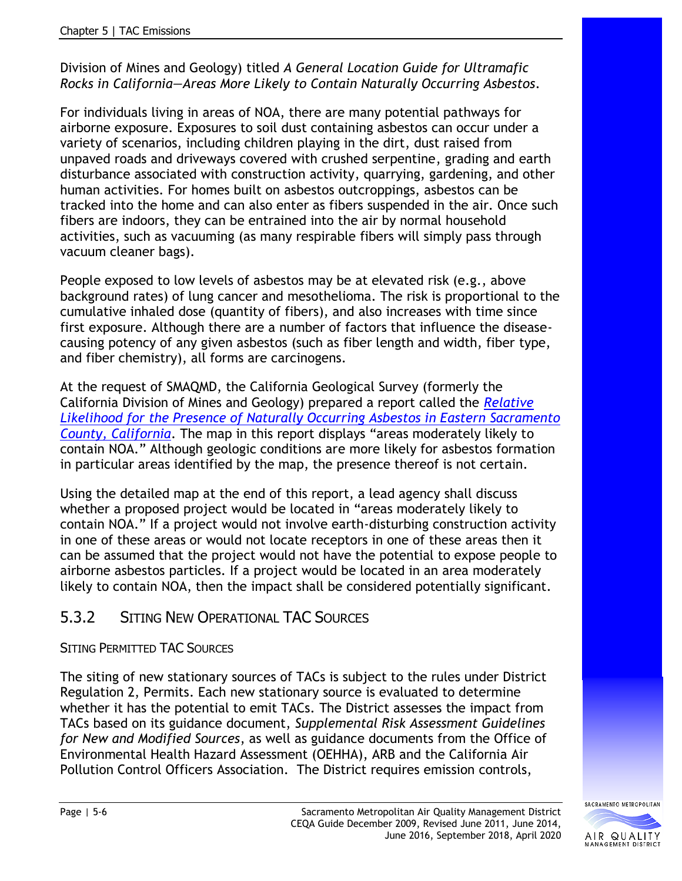Division of Mines and Geology) titled *A General Location Guide for Ultramafic Rocks in California—Areas More Likely to Contain Naturally Occurring Asbestos*.

For individuals living in areas of NOA, there are many potential pathways for airborne exposure. Exposures to soil dust containing asbestos can occur under a variety of scenarios, including children playing in the dirt, dust raised from unpaved roads and driveways covered with crushed serpentine, grading and earth disturbance associated with construction activity, quarrying, gardening, and other human activities. For homes built on asbestos outcroppings, asbestos can be tracked into the home and can also enter as fibers suspended in the air. Once such fibers are indoors, they can be entrained into the air by normal household activities, such as vacuuming (as many respirable fibers will simply pass through vacuum cleaner bags).

People exposed to low levels of asbestos may be at elevated risk (e.g., above background rates) of lung cancer and mesothelioma. The risk is proportional to the cumulative inhaled dose (quantity of fibers), and also increases with time since first exposure. Although there are a number of factors that influence the disease-causing potency of any given asbestos (such as fiber length and width, fiber type, and fiber chemistry), all forms are carcinogens.

At the request of SMAQMD, the California Geological Survey (formerly the California Division of Mines and Geology) prepared a report called the *Relative Likelihood for the Presence of Naturally Occurring Asbestos in Eastern Sacramento County, California*. The map in this report displays "areas moderately likely to contain NOA." Although geologic conditions are more likely for asbestos formation in particular areas identified by the map, the presence thereof is not certain.

Using the detailed map at the end of this report, a lead agency shall discuss whether a proposed project would be located in "areas moderately likely to contain NOA." If a project would not involve earth-disturbing construction activity in one of these areas or would not locate receptors in one of these areas then it can be assumed that the project would not have the potential to expose people to airborne asbestos particles. If a project would be located in an area moderately likely to contain NOA, then the impact shall be considered potentially significant.

## 5.3.2 SITING NEW OPERATIONAL TAC SOURCES

### SITING PERMITTED TAC SOURCES

The siting of new stationary sources of TACs is subject to the rules under District Regulation 2, Permits. Each new stationary source is evaluated to determine whether it has the potential to emit TACs. The District assesses the impact from TACs based on its guidance document, *Supplemental Risk Assessment Guidelines for New and Modified Sources*, as well as guidance documents from the Office of Environmental Health Hazard Assessment (OEHHA), ARB and the California Air Pollution Control Officers Association. The District requires emission controls,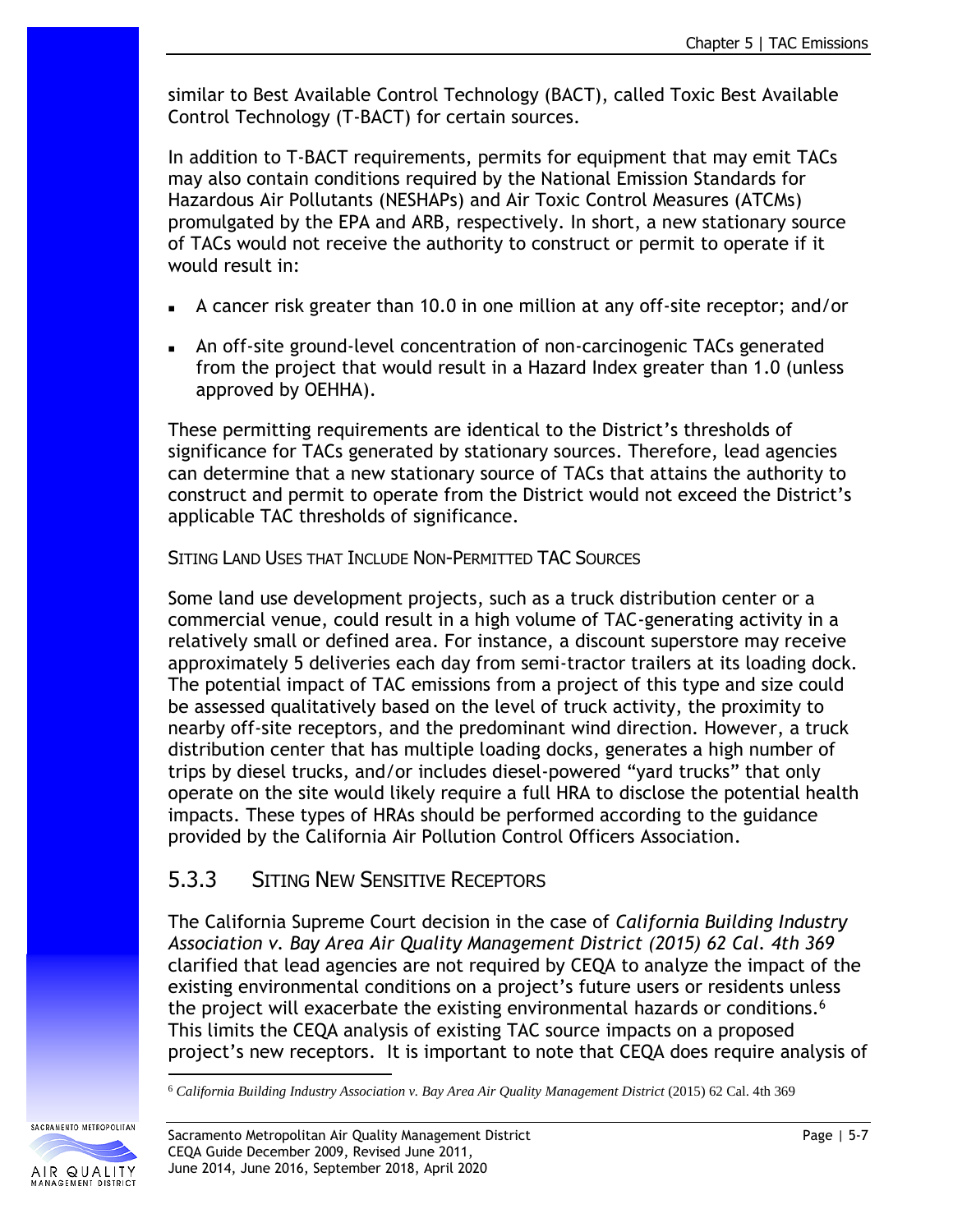similar to Best Available Control Technology (BACT), called Toxic Best Available Control Technology (T-BACT) for certain sources.

In addition to T-BACT requirements, permits for equipment that may emit TACs may also contain conditions required by the National Emission Standards for Hazardous Air Pollutants (NESHAPs) and Air Toxic Control Measures (ATCMs) promulgated by the EPA and ARB, respectively. In short, a new stationary source of TACs would not receive the authority to construct or permit to operate if it would result in:

- A cancer risk greater than 10.0 in one million at any off-site receptor; and/or
- An off-site ground-level concentration of non-carcinogenic TACs generated from the project that would result in a Hazard Index greater than 1.0 (unless approved by OEHHA).

These permitting requirements are identical to the District's thresholds of significance for TACs generated by stationary sources. Therefore, lead agencies can determine that a new stationary source of TACs that attains the authority to construct and permit to operate from the District would not exceed the District's applicable TAC thresholds of significance.

#### Siting Land Uses that Include Non-Permitted TAC Sources

Some land use development projects, such as a truck distribution center or a commercial venue, could result in a high volume of TAC-generating activity in a relatively small or defined area. For instance, a discount superstore may receive approximately 5 deliveries each day from semi-tractor trailers at its loading dock. The potential impact of TAC emissions from a project of this type and size could be assessed qualitatively based on the level of truck activity, the proximity to nearby off-site receptors, and the predominant wind direction. However, a truck distribution center that has multiple loading docks, generates a high number of trips by diesel trucks, and/or includes diesel-powered "yard trucks" that only operate on the site would likely require a full HRA to disclose the potential health impacts. These types of HRAs should be performed according to the guidance provided by the California Air Pollution Control Officers Association.

### 5.3.3 Siting New Sensitive Receptors

The California Supreme Court decision in the case of *California Building Industry Association v. Bay Area Air Quality Management District (2015) 62 Cal. 4th 369* clarified that lead agencies are not required by CEQA to analyze the impact of the existing environmental conditions on a project's future users or residents unless the project will exacerbate the existing environmental hazards or conditions.[6] This limits the CEQA analysis of existing TAC source impacts on a proposed project's new receptors. It is important to note that CEQA does require analysis of

[6] *California Building Industry Association v. Bay Area Air Quality Management District* (2015) 62 Cal. 4th 369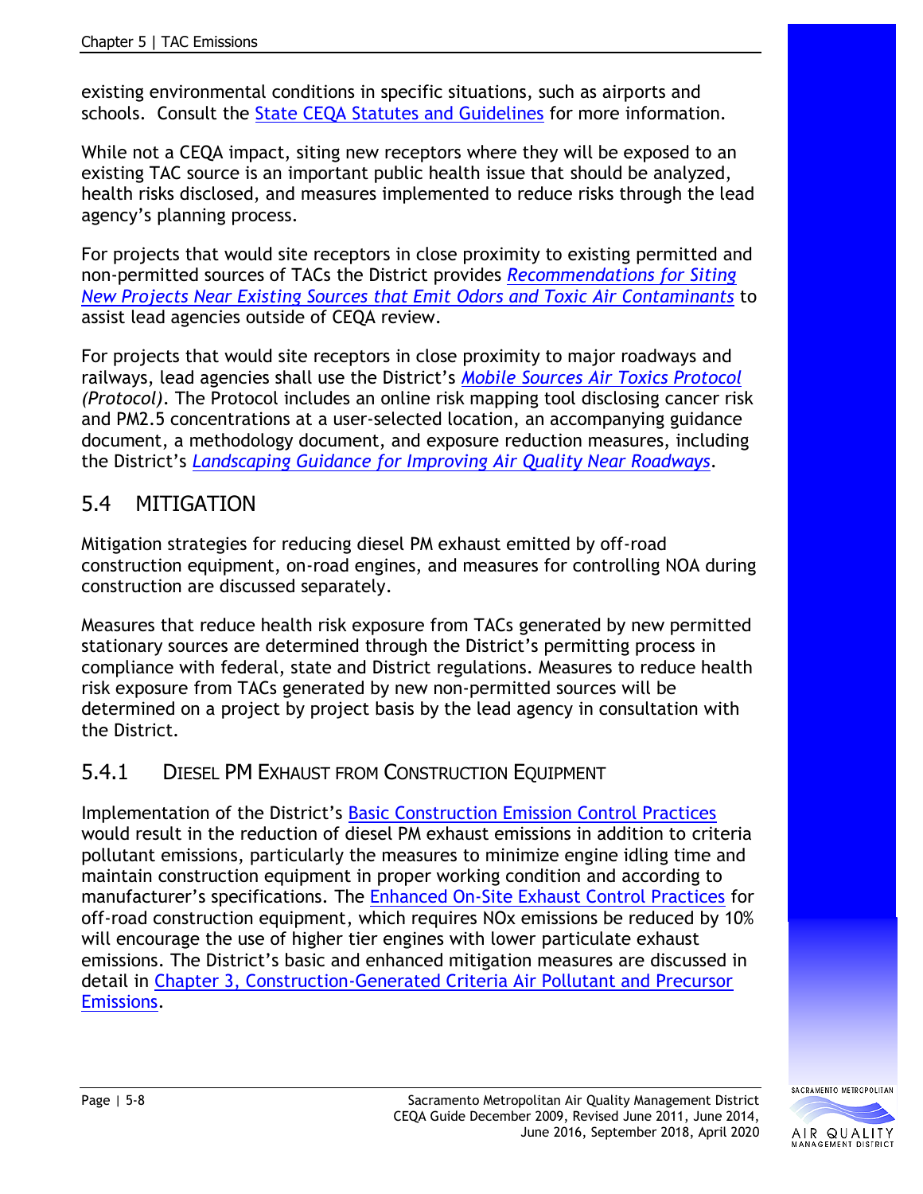existing environmental conditions in specific situations, such as airports and schools. Consult the State CEQA Statutes and Guidelines for more information.

While not a CEQA impact, siting new receptors where they will be exposed to an existing TAC source is an important public health issue that should be analyzed, health risks disclosed, and measures implemented to reduce risks through the lead agency's planning process.

For projects that would site receptors in close proximity to existing permitted and non-permitted sources of TACs the District provides *Recommendations for Siting New Projects Near Existing Sources that Emit Odors and Toxic Air Contaminants* to assist lead agencies outside of CEQA review.

For projects that would site receptors in close proximity to major roadways and railways, lead agencies shall use the District's *Mobile Sources Air Toxics Protocol (Protocol)*. The Protocol includes an online risk mapping tool disclosing cancer risk and PM2.5 concentrations at a user-selected location, an accompanying guidance document, a methodology document, and exposure reduction measures, including the District's *Landscaping Guidance for Improving Air Quality Near Roadways*.

## 5.4 MITIGATION

Mitigation strategies for reducing diesel PM exhaust emitted by off-road construction equipment, on-road engines, and measures for controlling NOA during construction are discussed separately.

Measures that reduce health risk exposure from TACs generated by new permitted stationary sources are determined through the District's permitting process in compliance with federal, state and District regulations. Measures to reduce health risk exposure from TACs generated by new non-permitted sources will be determined on a project by project basis by the lead agency in consultation with the District.

### 5.4.1 DIESEL PM EXHAUST FROM CONSTRUCTION EQUIPMENT

Implementation of the District's Basic Construction Emission Control Practices would result in the reduction of diesel PM exhaust emissions in addition to criteria pollutant emissions, particularly the measures to minimize engine idling time and maintain construction equipment in proper working condition and according to manufacturer's specifications. The Enhanced On-Site Exhaust Control Practices for off-road construction equipment, which requires NOx emissions be reduced by 10% will encourage the use of higher tier engines with lower particulate exhaust emissions. The District's basic and enhanced mitigation measures are discussed in detail in Chapter 3, Construction-Generated Criteria Air Pollutant and Precursor Emissions.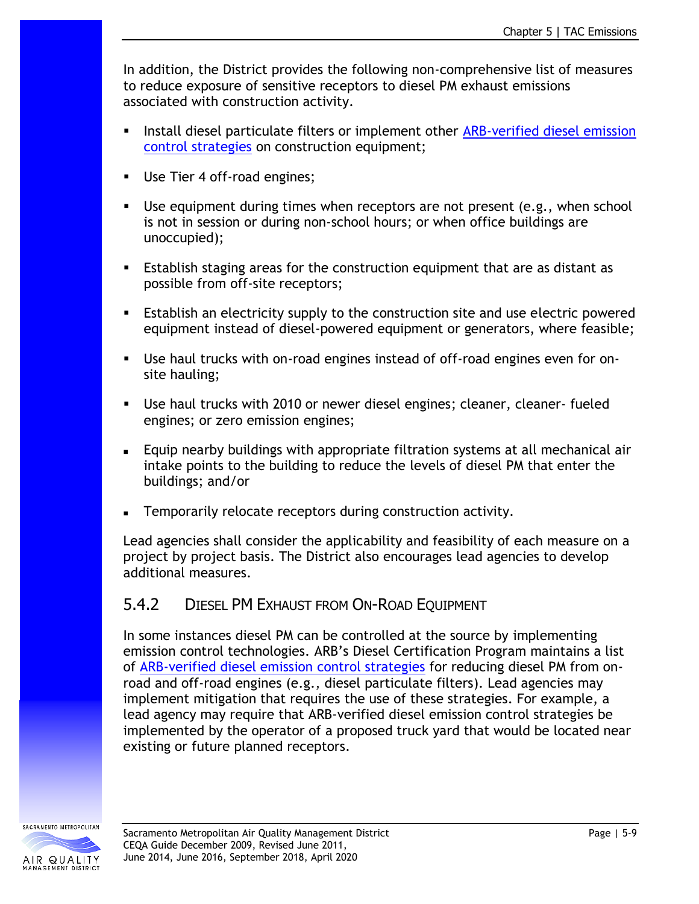In addition, the District provides the following non-comprehensive list of measures to reduce exposure of sensitive receptors to diesel PM exhaust emissions associated with construction activity.

- Install diesel particulate filters or implement other ARB-verified diesel emission control strategies on construction equipment;
- Use Tier 4 off-road engines;
- Use equipment during times when receptors are not present (e.g., when school is not in session or during non-school hours; or when office buildings are unoccupied);
- Establish staging areas for the construction equipment that are as distant as possible from off-site receptors;
- Establish an electricity supply to the construction site and use electric powered equipment instead of diesel-powered equipment or generators, where feasible;
- Use haul trucks with on-road engines instead of off-road engines even for on-site hauling;
- Use haul trucks with 2010 or newer diesel engines; cleaner, cleaner- fueled engines; or zero emission engines;
- Equip nearby buildings with appropriate filtration systems at all mechanical air intake points to the building to reduce the levels of diesel PM that enter the buildings; and/or
- Temporarily relocate receptors during construction activity.

Lead agencies shall consider the applicability and feasibility of each measure on a project by project basis. The District also encourages lead agencies to develop additional measures.

### 5.4.2 Diesel PM Exhaust from On-Road Equipment

In some instances diesel PM can be controlled at the source by implementing emission control technologies. ARB's Diesel Certification Program maintains a list of ARB-verified diesel emission control strategies for reducing diesel PM from on-road and off-road engines (e.g., diesel particulate filters). Lead agencies may implement mitigation that requires the use of these strategies. For example, a lead agency may require that ARB-verified diesel emission control strategies be implemented by the operator of a proposed truck yard that would be located near existing or future planned receptors.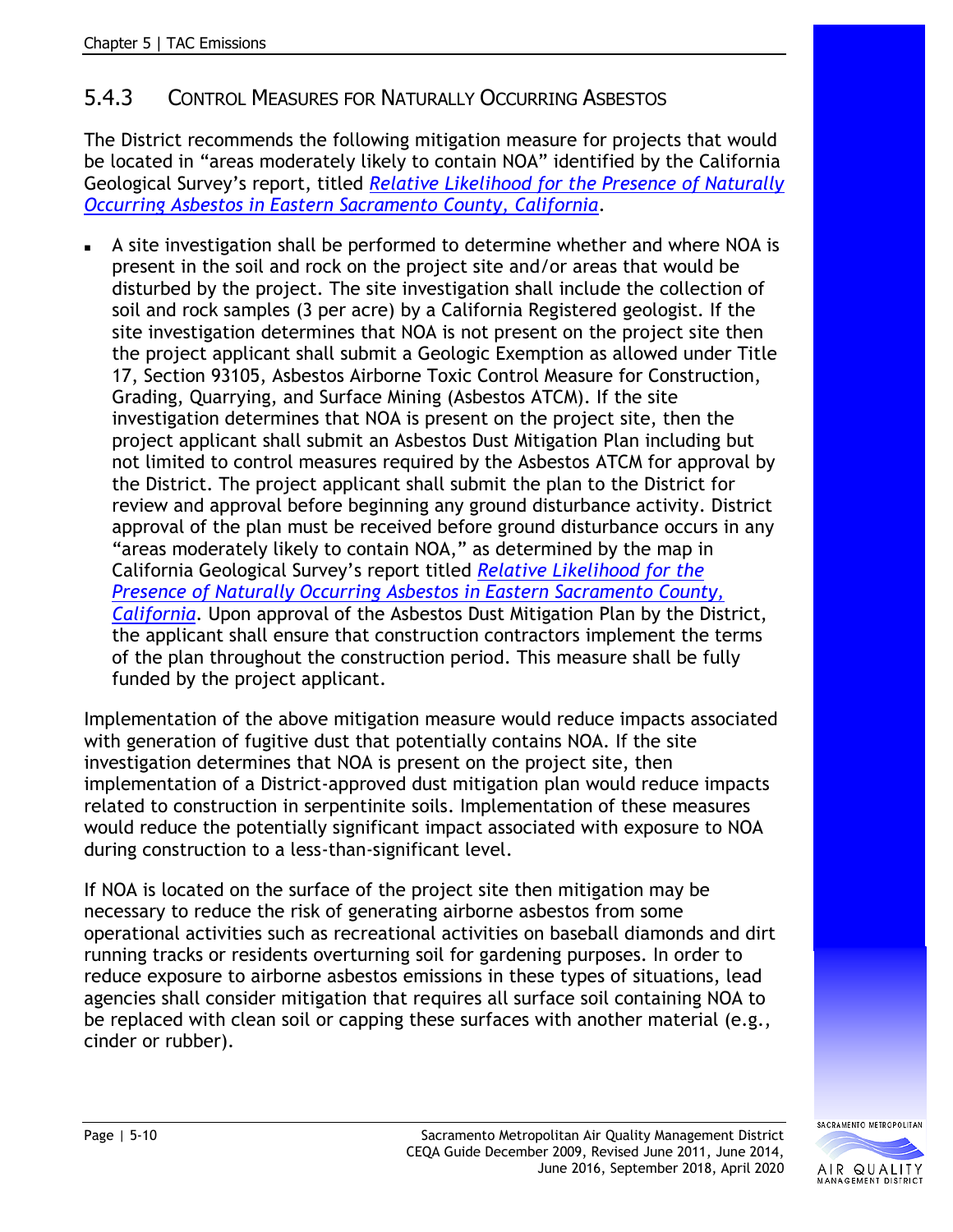## 5.4.3 Control Measures for Naturally Occurring Asbestos

The District recommends the following mitigation measure for projects that would be located in "areas moderately likely to contain NOA" identified by the California Geological Survey's report, titled *Relative Likelihood for the Presence of Naturally Occurring Asbestos in Eastern Sacramento County, California*.

- A site investigation shall be performed to determine whether and where NOA is present in the soil and rock on the project site and/or areas that would be disturbed by the project. The site investigation shall include the collection of soil and rock samples (3 per acre) by a California Registered geologist. If the site investigation determines that NOA is not present on the project site then the project applicant shall submit a Geologic Exemption as allowed under Title 17, Section 93105, Asbestos Airborne Toxic Control Measure for Construction, Grading, Quarrying, and Surface Mining (Asbestos ATCM). If the site investigation determines that NOA is present on the project site, then the project applicant shall submit an Asbestos Dust Mitigation Plan including but not limited to control measures required by the Asbestos ATCM for approval by the District. The project applicant shall submit the plan to the District for review and approval before beginning any ground disturbance activity. District approval of the plan must be received before ground disturbance occurs in any "areas moderately likely to contain NOA," as determined by the map in California Geological Survey's report titled *Relative Likelihood for the Presence of Naturally Occurring Asbestos in Eastern Sacramento County, California*. Upon approval of the Asbestos Dust Mitigation Plan by the District, the applicant shall ensure that construction contractors implement the terms of the plan throughout the construction period. This measure shall be fully funded by the project applicant.

Implementation of the above mitigation measure would reduce impacts associated with generation of fugitive dust that potentially contains NOA. If the site investigation determines that NOA is present on the project site, then implementation of a District-approved dust mitigation plan would reduce impacts related to construction in serpentinite soils. Implementation of these measures would reduce the potentially significant impact associated with exposure to NOA during construction to a less-than-significant level.

If NOA is located on the surface of the project site then mitigation may be necessary to reduce the risk of generating airborne asbestos from some operational activities such as recreational activities on baseball diamonds and dirt running tracks or residents overturning soil for gardening purposes. In order to reduce exposure to airborne asbestos emissions in these types of situations, lead agencies shall consider mitigation that requires all surface soil containing NOA to be replaced with clean soil or capping these surfaces with another material (e.g., cinder or rubber).